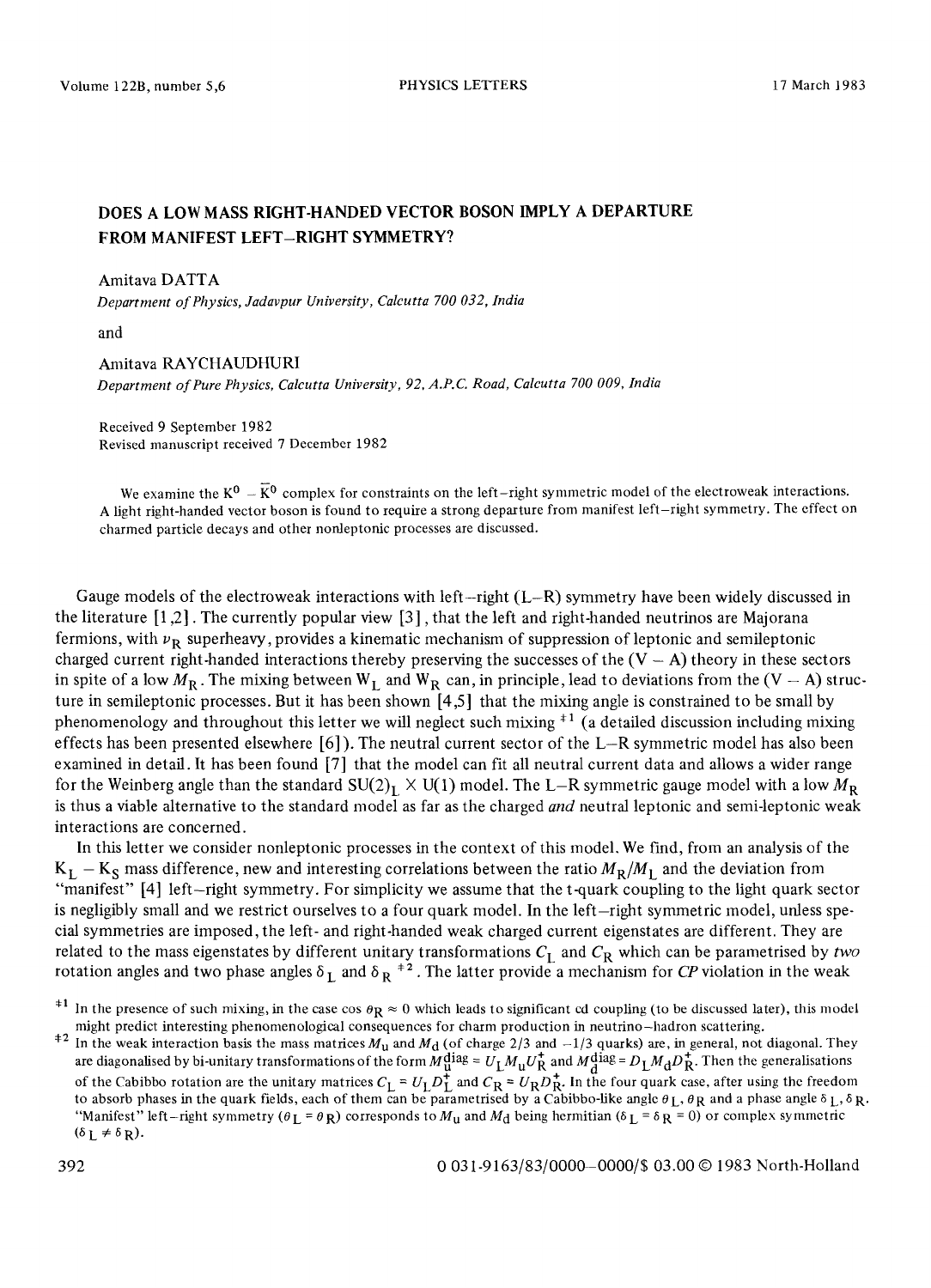# DOES A LOW MASS RIGHT-HANDED VECTOR BOSON IMPLY A DEPARTURE FROM MANIFEST LEFT–RIGHT SYMMETRY?

Amitava DATTA

*Department of Physics, Jadavpur University, Calcutta 700 032, India*

and

Amitava RAYCHAUDHURI

*Department of Pure Physics, Calcutta University, 92, A.P.C. Road, Calcutta 700 009, India*

Received 9 September 1982
Revised manuscript received 7 December 1982

We examine the $K^0 - \bar{K}^0$ complex for constraints on the left–right symmetric model of the electroweak interactions. A light right-handed vector boson is found to require a strong departure from manifest left–right symmetry. The effect on charmed particle decays and other nonleptonic processes are discussed.

Gauge models of the electroweak interactions with left–right (L–R) symmetry have been widely discussed in the literature [1,2]. The currently popular view [3], that the left and right-handed neutrinos are Majorana fermions, with $\nu_R$ superheavy, provides a kinematic mechanism of suppression of leptonic and semileptonic charged current right-handed interactions thereby preserving the successes of the (V – A) theory in these sectors in spite of a low $M_R$. The mixing between $W_L$ and $W_R$ can, in principle, lead to deviations from the (V – A) structure in semileptonic processes. But it has been shown [4,5] that the mixing angle is constrained to be small by phenomenology and throughout this letter we will neglect such mixing [‡1] (a detailed discussion including mixing effects has been presented elsewhere [6]). The neutral current sector of the L–R symmetric model has also been examined in detail. It has been found [7] that the model can fit all neutral current data and allows a wider range for the Weinberg angle than the standard $SU(2)_L \times U(1)$ model. The L–R symmetric gauge model with a low $M_R$ is thus a viable alternative to the standard model as far as the charged *and* neutral leptonic and semi-leptonic weak interactions are concerned.

In this letter we consider nonleptonic processes in the context of this model. We find, from an analysis of the $K_L - K_S$ mass difference, new and interesting correlations between the ratio $M_R/M_L$ and the deviation from "manifest" [4] left–right symmetry. For simplicity we assume that the t-quark coupling to the light quark sector is negligibly small and we restrict ourselves to a four quark model. In the left–right symmetric model, unless special symmetries are imposed, the left- and right-handed weak charged current eigenstates are different. They are related to the mass eigenstates by different unitary transformations $C_L$ and $C_R$ which can be parametrised by *two* rotation angles and two phase angles $\delta_L$ and $\delta_R$ [‡2]. The latter provide a mechanism for *CP* violation in the weak

[‡1] In the presence of such mixing, in the case $\cos\theta_R \approx 0$ which leads to significant cd coupling (to be discussed later), this model might predict interesting phenomenological consequences for charm production in neutrino–hadron scattering.

[‡2] In the weak interaction basis the mass matrices $M_u$ and $M_d$ (of charge 2/3 and –1/3 quarks) are, in general, not diagonal. They are diagonalised by bi-unitary transformations of the form $M_u^{\text{diag}} = U_L M_u U_R^+$ and $M_d^{\text{diag}} = D_L M_d D_R^+$. Then the generalisations of the Cabibbo rotation are the unitary matrices $C_L = U_L D_L^+$ and $C_R = U_R D_R^+$. In the four quark case, after using the freedom to absorb phases in the quark fields, each of them can be parametrised by a Cabibbo-like angle $\theta_L$, $\theta_R$ and a phase angle $\delta_L$, $\delta_R$. "Manifest" left–right symmetry ($\theta_L = \theta_R$) corresponds to $M_u$ and $M_d$ being hermitian ($\delta_L = \delta_R = 0$) or complex symmetric ($\delta_L \neq \delta_R$).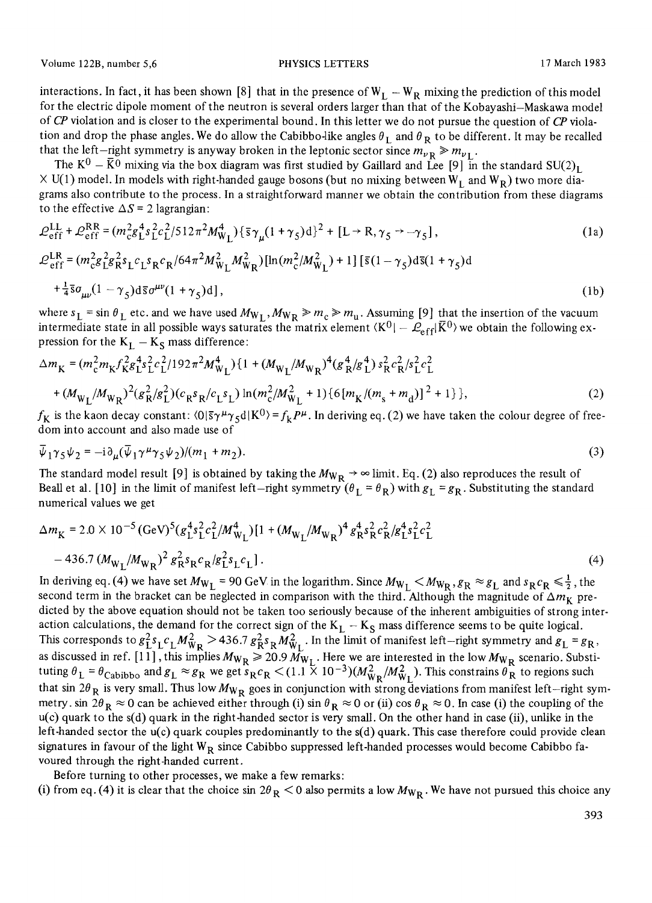interactions. In fact, it has been shown [8] that in the presence of $W_L - W_R$ mixing the prediction of this model for the electric dipole moment of the neutron is several orders larger than that of the Kobayashi–Maskawa model of *CP* violation and is closer to the experimental bound. In this letter we do not pursue the question of *CP* violation and drop the phase angles. We do allow the Cabibbo-like angles $\theta_L$ and $\theta_R$ to be different. It may be recalled that the left–right symmetry is anyway broken in the leptonic sector since $m_{\nu_R} \gg m_{\nu_L}$.

The $K^0 - \bar{K}^0$ mixing via the box diagram was first studied by Gaillard and Lee [9] in the standard $SU(2)_L \times U(1)$ model. In models with right-handed gauge bosons (but no mixing between $W_L$ and $W_R$) two more diagrams also contribute to the process. In a straightforward manner we obtain the contribution from these diagrams to the effective $\Delta S = 2$ lagrangian:

$$\mathcal{L}_{\text{eff}}^{LL} + \mathcal{L}_{\text{eff}}^{RR} = (m_c^2 g_L^4 s_L^2 c_L^2 / 512\pi^2 M_{W_L}^4)\{\bar{s}\gamma_\mu(1+\gamma_5)d\}^2 + [L \to R, \gamma_5 \to -\gamma_5], \tag{1a}$$

$$\mathcal{L}_{\text{eff}}^{LR} = (m_c^2 g_L^2 g_R^2 s_L c_L s_R c_R / 64\pi^2 M_{W_L}^2 M_{W_R}^2)[\ln(m_c^2/M_{W_L}^2) + 1][\bar{s}(1-\gamma_5)d\bar{s}(1+\gamma_5)d$$
$$+ \tfrac{1}{4}\bar{s}\sigma_{\mu\nu}(1-\gamma_5)d\bar{s}\sigma^{\mu\nu}(1+\gamma_5)d], \tag{1b}$$

where $s_L = \sin\theta_L$ etc. and we have used $M_{W_L}, M_{W_R} \gg m_c \gg m_u$. Assuming [9] that the insertion of the vacuum intermediate state in all possible ways saturates the matrix element $\langle K^0 | -\mathcal{L}_{\text{eff}} | \bar{K}^0 \rangle$ we obtain the following expression for the $K_L - K_S$ mass difference:

$$\Delta m_K = (m_c^2 m_K f_K^2 g_L^4 s_L^2 c_L^2 / 192\pi^2 M_{W_L}^4)\{1 + (M_{W_L}/M_{W_R})^4 (g_R^4/g_L^4) s_R^2 c_R^2 / s_L^2 c_L^2$$
$$+ (M_{W_L}/M_{W_R})^2 (g_R^2/g_L^2)(c_R s_R / c_L s_L) \ln(m_c^2/M_{W_L}^2 + 1)\{6[m_K/(m_s + m_d)]^2 + 1\}\}, \tag{2}$$

$f_K$ is the kaon decay constant: $\langle 0 | \bar{s}\gamma^\mu\gamma_5 d | K^0 \rangle = f_K P^\mu$. In deriving eq. (2) we have taken the colour degree of freedom into account and also made use of

$$\bar{\psi}_1 \gamma_5 \psi_2 = -i\partial_\mu(\bar{\psi}_1 \gamma^\mu \gamma_5 \psi_2)/(m_1 + m_2). \tag{3}$$

The standard model result [9] is obtained by taking the $M_{W_R} \to \infty$ limit. Eq. (2) also reproduces the result of Beall et al. [10] in the limit of manifest left–right symmetry ($\theta_L = \theta_R$) with $g_L = g_R$. Substituting the standard numerical values we get

$$\Delta m_K = 2.0 \times 10^{-5}\,(\text{GeV})^5 (g_L^4 s_L^2 c_L^2 / M_{W_L}^4)[1 + (M_{W_L}/M_{W_R})^4 g_R^4 s_R^2 c_R^2 / g_L^4 s_L^2 c_L^2$$
$$- 436.7\,(M_{W_L}/M_{W_R})^2 g_R^2 s_R c_R / g_L^2 s_L c_L]. \tag{4}$$

In deriving eq. (4) we have set $M_{W_L} = 90$ GeV in the logarithm. Since $M_{W_L} < M_{W_R}$, $g_R \approx g_L$ and $s_R c_R \leqslant \frac{1}{2}$, the second term in the bracket can be neglected in comparison with the third. Although the magnitude of $\Delta m_K$ predicted by the above equation should not be taken too seriously because of the inherent ambiguities of strong interaction calculations, the demand for the correct sign of the $K_L - K_S$ mass difference seems to be quite logical. This corresponds to $g_L^2 s_L c_L M_{W_R}^2 > 436.7\, g_R^2 s_R M_{W_L}^2$. In the limit of manifest left–right symmetry and $g_L = g_R$, as discussed in ref. [11], this implies $M_{W_R} \geqslant 20.9\, M_{W_L}$. Here we are interested in the low $M_{W_R}$ scenario. Substituting $\theta_L = \theta_{\text{Cabibbo}}$ and $g_L \approx g_R$ we get $s_R c_R < (1.1 \times 10^{-3})(M_{W_R}^2/M_{W_L}^2)$. This constrains $\theta_R$ to regions such that $\sin 2\theta_R$ is very small. Thus low $M_{W_R}$ goes in conjunction with strong deviations from manifest left–right symmetry. $\sin 2\theta_R \approx 0$ can be achieved either through (i) $\sin\theta_R \approx 0$ or (ii) $\cos\theta_R \approx 0$. In case (i) the coupling of the u(c) quark to the s(d) quark in the right-handed sector is very small. On the other hand in case (ii), unlike in the left-handed sector the u(c) quark couples predominantly to the s(d) quark. This case therefore could provide clean signatures in favour of the light $W_R$ since Cabibbo suppressed left-handed processes would become Cabibbo favoured through the right-handed current.

Before turning to other processes, we make a few remarks:

(i) from eq. (4) it is clear that the choice $\sin 2\theta_R < 0$ also permits a low $M_{W_R}$. We have not pursued this choice any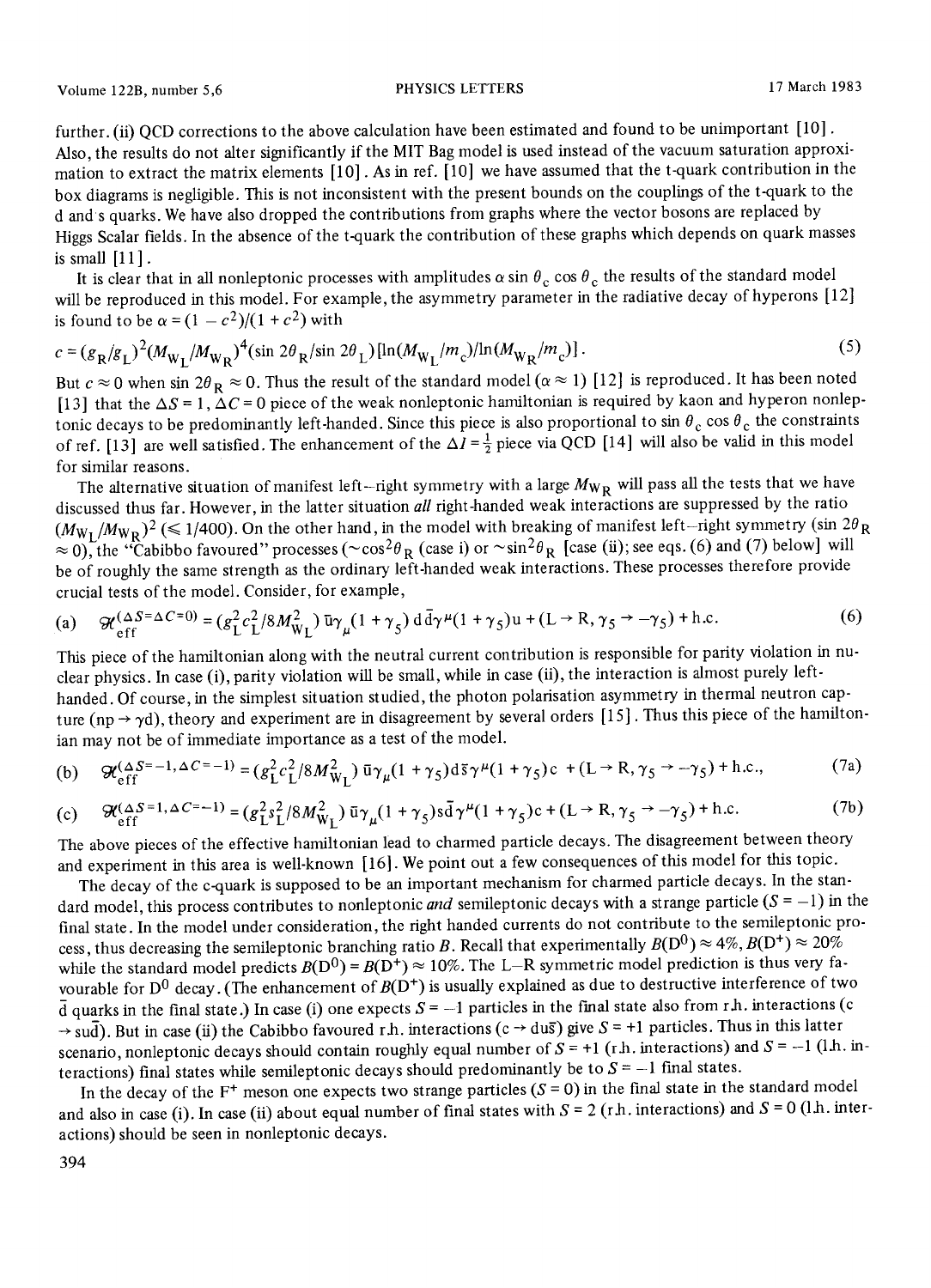further. (ii) QCD corrections to the above calculation have been estimated and found to be unimportant [10]. Also, the results do not alter significantly if the MIT Bag model is used instead of the vacuum saturation approximation to extract the matrix elements [10]. As in ref. [10] we have assumed that the t-quark contribution in the box diagrams is negligible. This is not inconsistent with the present bounds on the couplings of the t-quark to the d and s quarks. We have also dropped the contributions from graphs where the vector bosons are replaced by Higgs Scalar fields. In the absence of the t-quark the contribution of these graphs which depends on quark masses is small [11].

It is clear that in all nonleptonic processes with amplitudes $\alpha \sin\theta_c \cos\theta_c$ the results of the standard model will be reproduced in this model. For example, the asymmetry parameter in the radiative decay of hyperons [12] is found to be $\alpha = (1 - c^2)/(1 + c^2)$ with

$$c = (g_R/g_L)^2 (M_{W_L}/M_{W_R})^4 (\sin 2\theta_R/\sin 2\theta_L)[\ln(M_{W_L}/m_c)/\ln(M_{W_R}/m_c)]. \tag{5}$$

But $c \approx 0$ when $\sin 2\theta_R \approx 0$. Thus the result of the standard model ($\alpha \approx 1$) [12] is reproduced. It has been noted [13] that the $\Delta S = 1$, $\Delta C = 0$ piece of the weak nonleptonic hamiltonian is required by kaon and hyperon nonleptonic decays to be predominantly left-handed. Since this piece is also proportional to $\sin\theta_c \cos\theta_c$ the constraints of ref. [13] are well satisfied. The enhancement of the $\Delta I = \frac{1}{2}$ piece via QCD [14] will also be valid in this model for similar reasons.

The alternative situation of manifest left–right symmetry with a large $M_{W_R}$ will pass all the tests that we have discussed thus far. However, in the latter situation *all* right-handed weak interactions are suppressed by the ratio $(M_{W_L}/M_{W_R})^2$ ($\leqslant 1/400$). On the other hand, in the model with breaking of manifest left–right symmetry ($\sin 2\theta_R \approx 0$), the "Cabibbo favoured" processes ($\sim\cos^2\theta_R$ (case i) or $\sim\sin^2\theta_R$ [case (ii); see eqs. (6) and (7) below] will be of roughly the same strength as the ordinary left-handed weak interactions. These processes therefore provide crucial tests of the model. Consider, for example,

$$\text{(a)} \quad \mathcal{H}_{\text{eff}}^{(\Delta S=\Delta C=0)} = (g_L^2 c_L^2/8M_{W_L}^2)\, \bar{u}\gamma_\mu(1+\gamma_5)\, d\bar{d}\gamma^\mu(1+\gamma_5)u + (\mathrm{L} \to \mathrm{R}, \gamma_5 \to -\gamma_5) + \text{h.c.} \tag{6}$$

This piece of the hamiltonian along with the neutral current contribution is responsible for parity violation in nuclear physics. In case (i), parity violation will be small, while in case (ii), the interaction is almost purely left-handed. Of course, in the simplest situation studied, the photon polarisation asymmetry in thermal neutron capture ($\mathrm{np} \to \gamma\mathrm{d}$), theory and experiment are in disagreement by several orders [15]. Thus this piece of the hamiltonian may not be of immediate importance as a test of the model.

$$\text{(b)} \quad \mathcal{H}_{\text{eff}}^{(\Delta S=-1,\Delta C=-1)} = (g_L^2 c_L^2/8M_{W_L}^2)\, \bar{u}\gamma_\mu(1+\gamma_5)d\bar{s}\gamma^\mu(1+\gamma_5)c + (\mathrm{L} \to \mathrm{R}, \gamma_5 \to -\gamma_5) + \text{h.c.}, \tag{7a}$$

$$\text{(c)} \quad \mathcal{H}_{\text{eff}}^{(\Delta S=1,\Delta C=-1)} = (g_L^2 s_L^2/8M_{W_L}^2)\, \bar{u}\gamma_\mu(1+\gamma_5)s\bar{d}\gamma^\mu(1+\gamma_5)c + (\mathrm{L} \to \mathrm{R}, \gamma_5 \to -\gamma_5) + \text{h.c.} \tag{7b}$$

The above pieces of the effective hamiltonian lead to charmed particle decays. The disagreement between theory and experiment in this area is well-known [16]. We point out a few consequences of this model for this topic.

The decay of the c-quark is supposed to be an important mechanism for charmed particle decays. In the standard model, this process contributes to nonleptonic *and* semileptonic decays with a strange particle ($S = -1$) in the final state. In the model under consideration, the right handed currents do not contribute to the semileptonic process, thus decreasing the semileptonic branching ratio $B$. Recall that experimentally $B(\mathrm{D}^0) \approx 4\%$, $B(\mathrm{D}^+) \approx 20\%$ while the standard model predicts $B(\mathrm{D}^0) = B(\mathrm{D}^+) \approx 10\%$. The L–R symmetric model prediction is thus very favourable for $\mathrm{D}^0$ decay. (The enhancement of $B(\mathrm{D}^+)$ is usually explained as due to destructive interference of two $\bar{\mathrm{d}}$ quarks in the final state.) In case (i) one expects $S = -1$ particles in the final state also from r.h. interactions ($\mathrm{c} \to \mathrm{su\bar{d}}$). But in case (ii) the Cabibbo favoured r.h. interactions ($\mathrm{c} \to \mathrm{du\bar{s}}$) give $S = +1$ particles. Thus in this latter scenario, nonleptonic decays should contain roughly equal number of $S = +1$ (r.h. interactions) and $S = -1$ (l.h. interactions) final states while semileptonic decays should predominantly be to $S = -1$ final states.

In the decay of the $\mathrm{F}^+$ meson one expects two strange particles ($S = 0$) in the final state in the standard model and also in case (i). In case (ii) about equal number of final states with $S = 2$ (r.h. interactions) and $S = 0$ (l.h. interactions) should be seen in nonleptonic decays.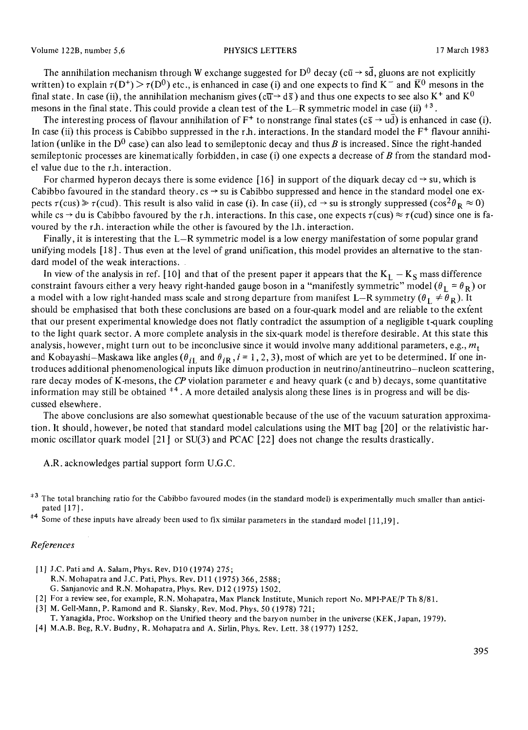The annihilation mechanism through W exchange suggested for $D^0$ decay ($c\bar{u} \to s\bar{d}$, gluons are not explicitly written) to explain $\tau(D^+) > \tau(D^0)$ etc., is enhanced in case (i) and one expects to find $K^-$ and $\bar{K}^0$ mesons in the final state. In case (ii), the annihilation mechanism gives ($c\bar{u} \to d\bar{s}$) and thus one expects to see also $K^+$ and $K^0$ mesons in the final state. This could provide a clean test of the L–R symmetric model in case (ii) [‡3].

The interesting process of flavour annihilation of $F^+$ to nonstrange final states ($c\bar{s} \to u\bar{d}$) is enhanced in case (i). In case (ii) this process is Cabibbo suppressed in the r.h. interactions. In the standard model the $F^+$ flavour annihilation (unlike in the $D^0$ case) can also lead to semileptonic decay and thus $B$ is increased. Since the right-handed semileptonic processes are kinematically forbidden, in case (i) one expects a decrease of $B$ from the standard model value due to the r.h. interaction.

For charmed hyperon decays there is some evidence [16] in support of the diquark decay $cd \to su$, which is Cabibbo favoured in the standard theory. $cs \to su$ is Cabibbo suppressed and hence in the standard model one expects $\tau(cus) \gg \tau(cud)$. This result is also valid in case (i). In case (ii), $cd \to su$ is strongly suppressed ($\cos^2\theta_R \approx 0$) while $cs \to du$ is Cabibbo favoured by the r.h. interactions. In this case, one expects $\tau(cus) \approx \tau(cud)$ since one is favoured by the r.h. interaction while the other is favoured by the l.h. interaction.

Finally, it is interesting that the L–R symmetric model is a low energy manifestation of some popular grand unifying models [18]. Thus even at the level of grand unification, this model provides an alternative to the standard model of the weak interactions.

In view of the analysis in ref. [10] and that of the present paper it appears that the $K_L - K_S$ mass difference constraint favours either a very heavy right-handed gauge boson in a "manifestly symmetric" model ($\theta_L = \theta_R$) or a model with a low right-handed mass scale and strong departure from manifest L–R symmetry ($\theta_L \neq \theta_R$). It should be emphasised that both these conclusions are based on a four-quark model and are reliable to the extent that our present experimental knowledge does not flatly contradict the assumption of a negligible t-quark coupling to the light quark sector. A more complete analysis in the six-quark model is therefore desirable. At this state this analysis, however, might turn out to be inconclusive since it would involve many additional parameters, e.g., $m_t$ and Kobayashi–Maskawa like angles ($\theta_{iL}$ and $\theta_{iR}$, $i = 1, 2, 3$), most of which are yet to be determined. If one introduces additional phenomenological inputs like dimuon production in neutrino/antineutrino–nucleon scattering, rare decay modes of K-mesons, the *CP* violation parameter $\epsilon$ and heavy quark (c and b) decays, some quantitative information may still be obtained [‡4]. A more detailed analysis along these lines is in progress and will be discussed elsewhere.

The above conclusions are also somewhat questionable because of the use of the vacuum saturation approximation. It should, however, be noted that standard model calculations using the MIT bag [20] or the relativistic harmonic oscillator quark model [21] or SU(3) and PCAC [22] does not change the results drastically.

A.R. acknowledges partial support form U.G.C.

[‡3] The total branching ratio for the Cabibbo favoured modes (in the standard model) is experimentally much smaller than anticipated [17].

[‡4] Some of these inputs have already been used to fix similar parameters in the standard model [11,19].

## *References*

[1] J.C. Pati and A. Salam, Phys. Rev. D10 (1974) 275;
R.N. Mohapatra and J.C. Pati, Phys. Rev. D11 (1975) 366, 2588;
G. Sanjanovic and R.N. Mohapatra, Phys. Rev. D12 (1975) 1502.

[2] For a review see, for example, R.N. Mohapatra, Max Planck Institute, Munich report No. MPI-PAE/P Th 8/81.

[3] M. Gell-Mann, P. Ramond and R. Slansky, Rev. Mod. Phys. 50 (1978) 721;
T. Yanagida, Proc. Workshop on the Unified theory and the baryon number in the universe (KEK, Japan, 1979).

[4] M.A.B. Beg, R.V. Budny, R. Mohapatra and A. Sirlin, Phys. Rev. Lett. 38 (1977) 1252.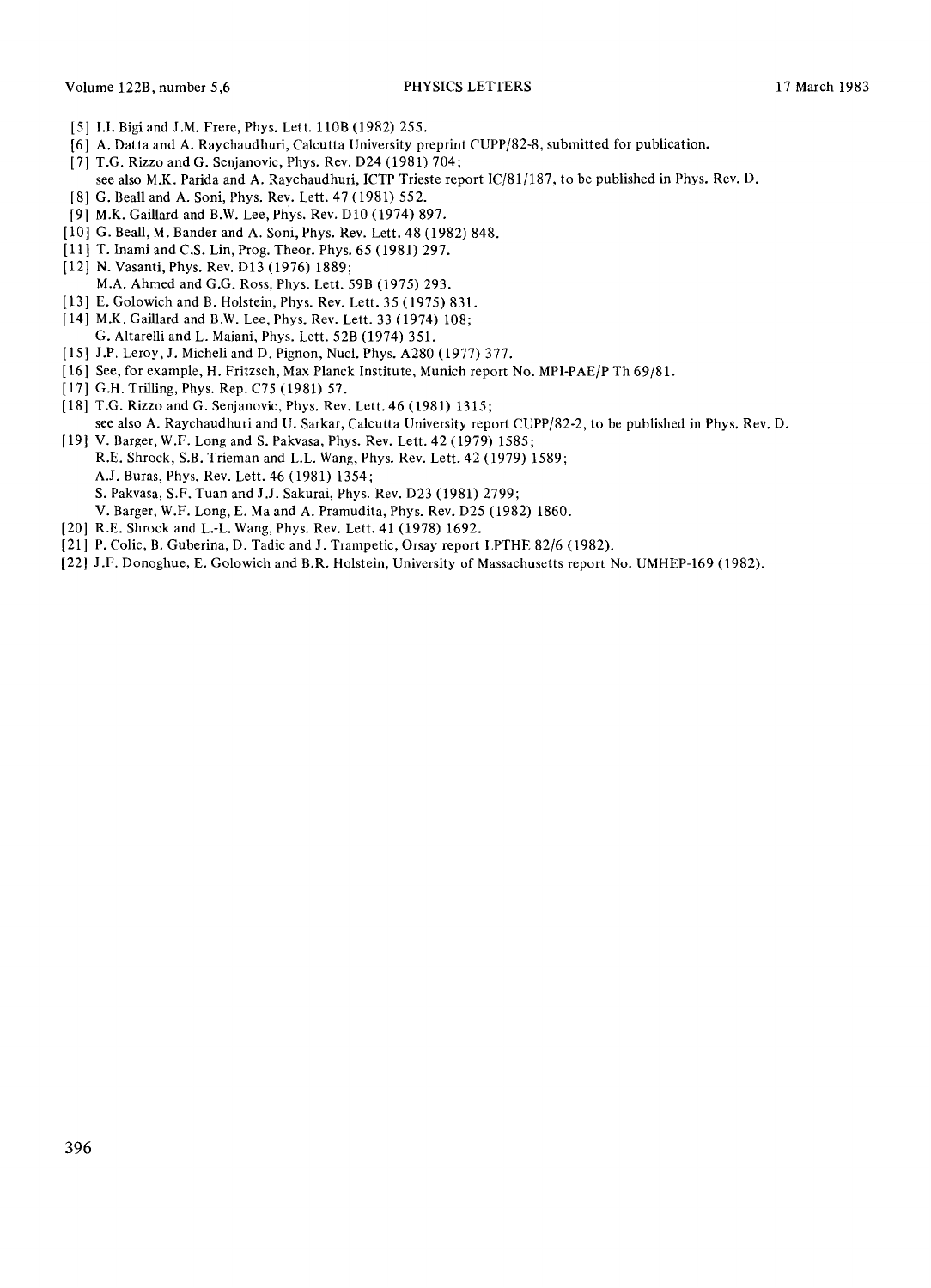[5] I.I. Bigi and J.M. Frere, Phys. Lett. 110B (1982) 255.

[6] A. Datta and A. Raychaudhuri, Calcutta University preprint CUPP/82-8, submitted for publication.

[7] T.G. Rizzo and G. Senjanovic, Phys. Rev. D24 (1981) 704;
see also M.K. Parida and A. Raychaudhuri, ICTP Trieste report IC/81/187, to be published in Phys. Rev. D.

[8] G. Beall and A. Soni, Phys. Rev. Lett. 47 (1981) 552.

[9] M.K. Gaillard and B.W. Lee, Phys. Rev. D10 (1974) 897.

[10] G. Beall, M. Bander and A. Soni, Phys. Rev. Lett. 48 (1982) 848.

[11] T. Inami and C.S. Lin, Prog. Theor. Phys. 65 (1981) 297.

[12] N. Vasanti, Phys. Rev. D13 (1976) 1889;
M.A. Ahmed and G.G. Ross, Phys. Lett. 59B (1975) 293.

[13] E. Golowich and B. Holstein, Phys. Rev. Lett. 35 (1975) 831.

[14] M.K. Gaillard and B.W. Lee, Phys. Rev. Lett. 33 (1974) 108;
G. Altarelli and L. Maiani, Phys. Lett. 52B (1974) 351.

[15] J.P. Leroy, J. Micheli and D. Pignon, Nucl. Phys. A280 (1977) 377.

[16] See, for example, H. Fritzsch, Max Planck Institute, Munich report No. MPI-PAE/P Th 69/81.

[17] G.H. Trilling, Phys. Rep. C75 (1981) 57.

[18] T.G. Rizzo and G. Senjanovic, Phys. Rev. Lett. 46 (1981) 1315;
see also A. Raychaudhuri and U. Sarkar, Calcutta University report CUPP/82-2, to be published in Phys. Rev. D.

[19] V. Barger, W.F. Long and S. Pakvasa, Phys. Rev. Lett. 42 (1979) 1585;
R.E. Shrock, S.B. Trieman and L.L. Wang, Phys. Rev. Lett. 42 (1979) 1589;
A.J. Buras, Phys. Rev. Lett. 46 (1981) 1354;
S. Pakvasa, S.F. Tuan and J.J. Sakurai, Phys. Rev. D23 (1981) 2799;
V. Barger, W.F. Long, E. Ma and A. Pramudita, Phys. Rev. D25 (1982) 1860.

[20] R.E. Shrock and L.-L. Wang, Phys. Rev. Lett. 41 (1978) 1692.

[21] P. Colic, B. Guberina, D. Tadic and J. Trampetic, Orsay report LPTHE 82/6 (1982).

[22] J.F. Donoghue, E. Golowich and B.R. Holstein, University of Massachusetts report No. UMHEP-169 (1982).